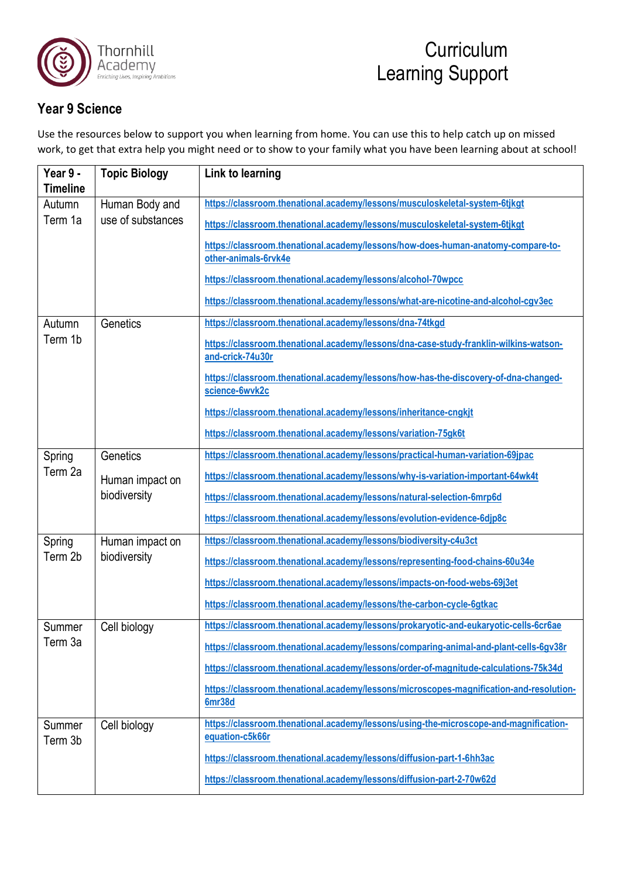Thornhill Academy
*Enriching Lives, Inspiring Ambitions*

# Curriculum Learning Support

## Year 9 Science

Use the resources below to support you when learning from home. You can use this to help catch up on missed work, to get that extra help you might need or to show to your family what you have been learning about at school!

| Year 9 - Timeline | Topic Biology | Link to learning |
|---|---|---|
| Autumn Term 1a | Human Body and use of substances | https://classroom.thenational.academy/lessons/musculoskeletal-system-6tjkgt<br>https://classroom.thenational.academy/lessons/musculoskeletal-system-6tjkgt<br>https://classroom.thenational.academy/lessons/how-does-human-anatomy-compare-to-other-animals-6rvk4e<br>https://classroom.thenational.academy/lessons/alcohol-70wpcc<br>https://classroom.thenational.academy/lessons/what-are-nicotine-and-alcohol-cgv3ec |
| Autumn Term 1b | Genetics | https://classroom.thenational.academy/lessons/dna-74tkgd<br>https://classroom.thenational.academy/lessons/dna-case-study-franklin-wilkins-watson-and-crick-74u30r<br>https://classroom.thenational.academy/lessons/how-has-the-discovery-of-dna-changed-science-6wvk2c<br>https://classroom.thenational.academy/lessons/inheritance-cngkjt<br>https://classroom.thenational.academy/lessons/variation-75gk6t |
| Spring Term 2a | Genetics<br>Human impact on biodiversity | https://classroom.thenational.academy/lessons/practical-human-variation-69jpac<br>https://classroom.thenational.academy/lessons/why-is-variation-important-64wk4t<br>https://classroom.thenational.academy/lessons/natural-selection-6mrp6d<br>https://classroom.thenational.academy/lessons/evolution-evidence-6djp8c |
| Spring Term 2b | Human impact on biodiversity | https://classroom.thenational.academy/lessons/biodiversity-c4u3ct<br>https://classroom.thenational.academy/lessons/representing-food-chains-60u34e<br>https://classroom.thenational.academy/lessons/impacts-on-food-webs-69j3et<br>https://classroom.thenational.academy/lessons/the-carbon-cycle-6gtkac |
| Summer Term 3a | Cell biology | https://classroom.thenational.academy/lessons/prokaryotic-and-eukaryotic-cells-6cr6ae<br>https://classroom.thenational.academy/lessons/comparing-animal-and-plant-cells-6gv38r<br>https://classroom.thenational.academy/lessons/order-of-magnitude-calculations-75k34d<br>https://classroom.thenational.academy/lessons/microscopes-magnification-and-resolution-6mr38d |
| Summer Term 3b | Cell biology | https://classroom.thenational.academy/lessons/using-the-microscope-and-magnification-equation-c5k66r<br>https://classroom.thenational.academy/lessons/diffusion-part-1-6hh3ac<br>https://classroom.thenational.academy/lessons/diffusion-part-2-70w62d |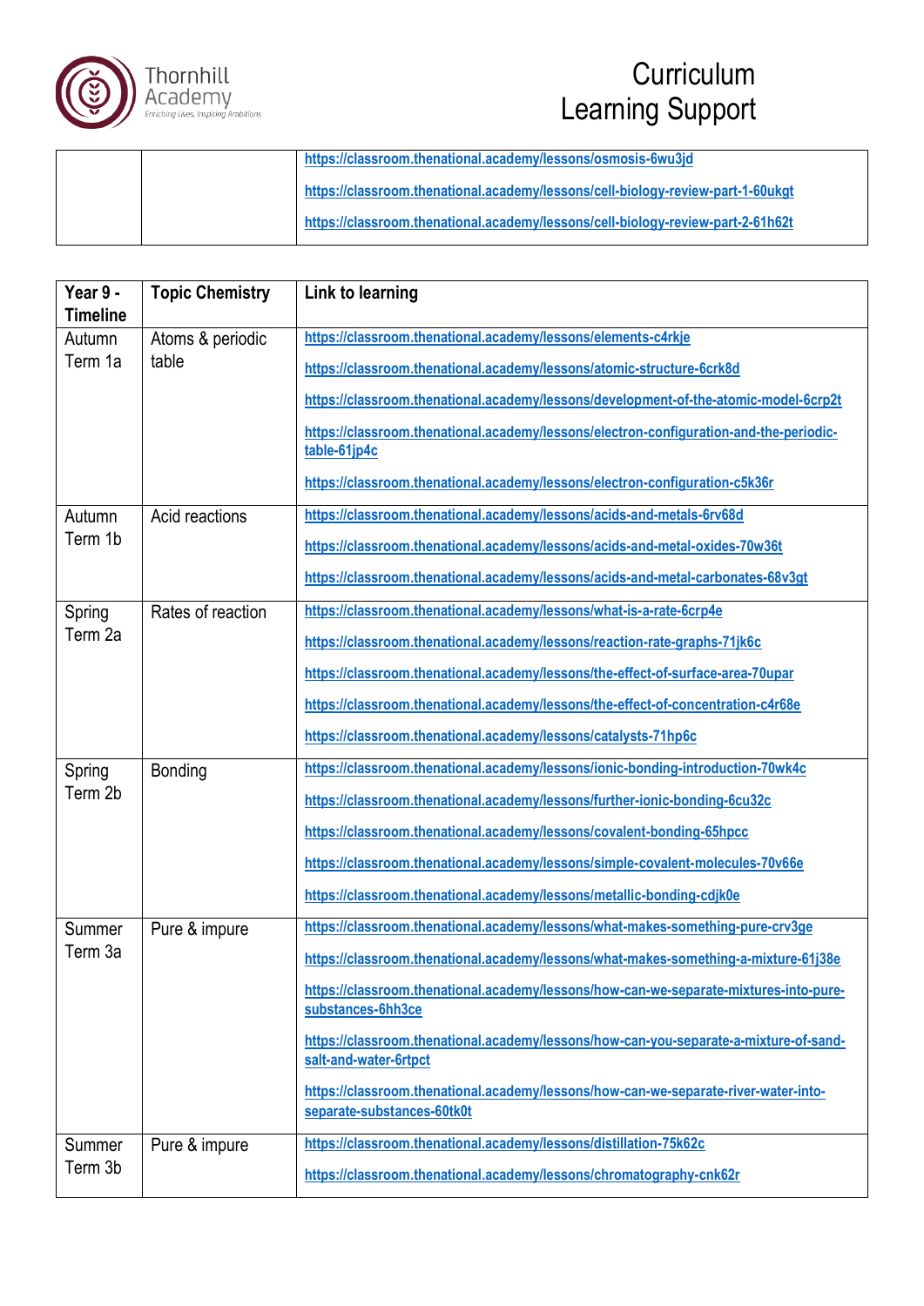| | | |
|---|---|---|
| | | https://classroom.thenational.academy/lessons/osmosis-6wu3jd<br>https://classroom.thenational.academy/lessons/cell-biology-review-part-1-60ukgt<br>https://classroom.thenational.academy/lessons/cell-biology-review-part-2-61h62t |

| Year 9 - Timeline | Topic Chemistry | Link to learning |
|---|---|---|
| Autumn Term 1a | Atoms & periodic table | https://classroom.thenational.academy/lessons/elements-c4rkje<br>https://classroom.thenational.academy/lessons/atomic-structure-6crk8d<br>https://classroom.thenational.academy/lessons/development-of-the-atomic-model-6crp2t<br>https://classroom.thenational.academy/lessons/electron-configuration-and-the-periodic-table-61jp4c<br>https://classroom.thenational.academy/lessons/electron-configuration-c5k36r |
| Autumn Term 1b | Acid reactions | https://classroom.thenational.academy/lessons/acids-and-metals-6rv68d<br>https://classroom.thenational.academy/lessons/acids-and-metal-oxides-70w36t<br>https://classroom.thenational.academy/lessons/acids-and-metal-carbonates-68v3gt |
| Spring Term 2a | Rates of reaction | https://classroom.thenational.academy/lessons/what-is-a-rate-6crp4e<br>https://classroom.thenational.academy/lessons/reaction-rate-graphs-71jk6c<br>https://classroom.thenational.academy/lessons/the-effect-of-surface-area-70upar<br>https://classroom.thenational.academy/lessons/the-effect-of-concentration-c4r68e<br>https://classroom.thenational.academy/lessons/catalysts-71hp6c |
| Spring Term 2b | Bonding | https://classroom.thenational.academy/lessons/ionic-bonding-introduction-70wk4c<br>https://classroom.thenational.academy/lessons/further-ionic-bonding-6cu32c<br>https://classroom.thenational.academy/lessons/covalent-bonding-65hpcc<br>https://classroom.thenational.academy/lessons/simple-covalent-molecules-70v66e<br>https://classroom.thenational.academy/lessons/metallic-bonding-cdjk0e |
| Summer Term 3a | Pure & impure | https://classroom.thenational.academy/lessons/what-makes-something-pure-crv3ge<br>https://classroom.thenational.academy/lessons/what-makes-something-a-mixture-61j38e<br>https://classroom.thenational.academy/lessons/how-can-we-separate-mixtures-into-pure-substances-6hh3ce<br>https://classroom.thenational.academy/lessons/how-can-you-separate-a-mixture-of-sand-salt-and-water-6rtpct<br>https://classroom.thenational.academy/lessons/how-can-we-separate-river-water-into-separate-substances-60tk0t |
| Summer Term 3b | Pure & impure | https://classroom.thenational.academy/lessons/distillation-75k62c<br>https://classroom.thenational.academy/lessons/chromatography-cnk62r |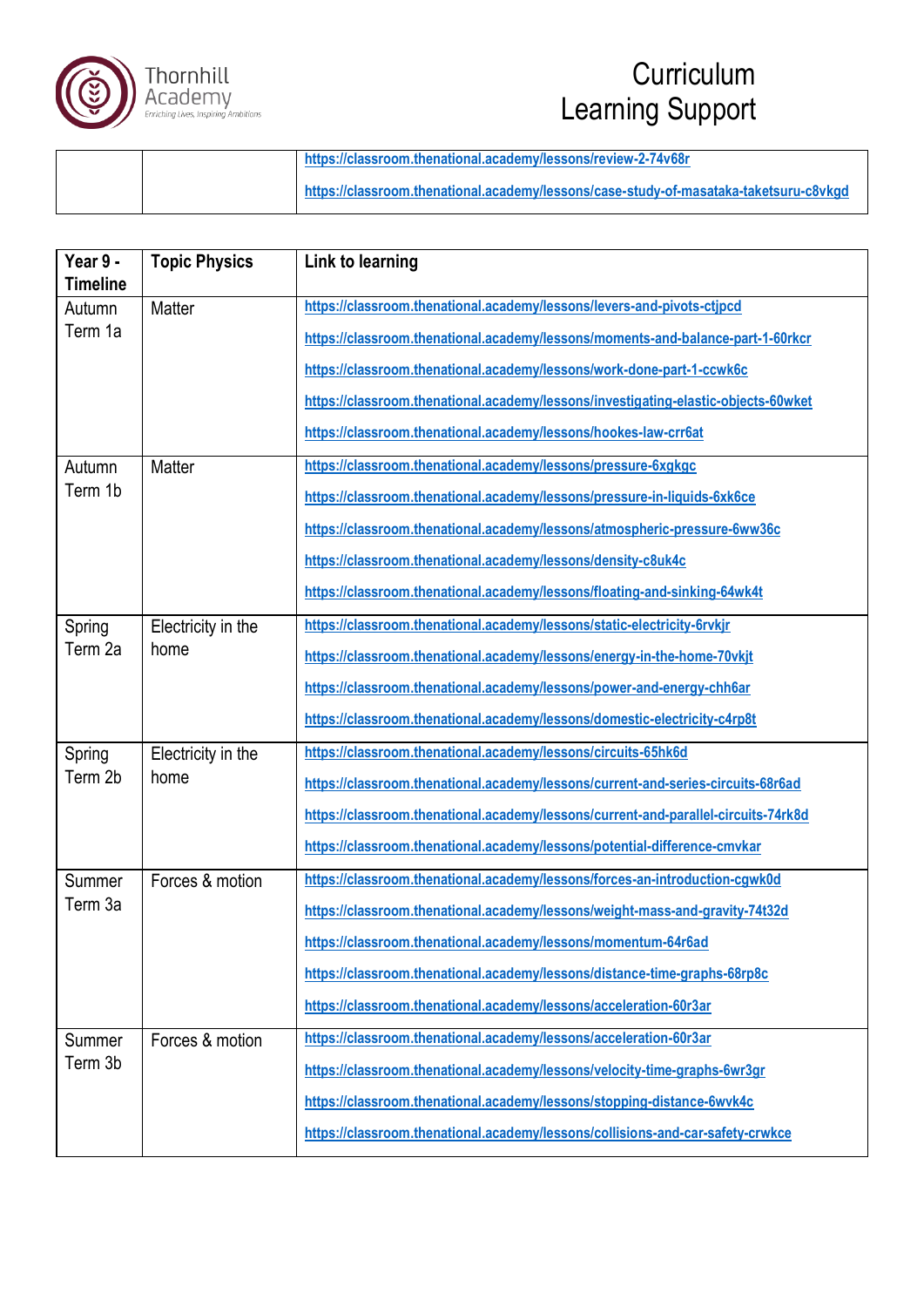| | | |
|---|---|---|
| | | https://classroom.thenational.academy/lessons/review-2-74v68r<br>https://classroom.thenational.academy/lessons/case-study-of-masataka-taketsuru-c8vkgd |

| Year 9 - Timeline | Topic Physics | Link to learning |
|---|---|---|
| Autumn Term 1a | Matter | https://classroom.thenational.academy/lessons/levers-and-pivots-ctjpcd<br>https://classroom.thenational.academy/lessons/moments-and-balance-part-1-60rkcr<br>https://classroom.thenational.academy/lessons/work-done-part-1-ccwk6c<br>https://classroom.thenational.academy/lessons/investigating-elastic-objects-60wket<br>https://classroom.thenational.academy/lessons/hookes-law-crr6at |
| Autumn Term 1b | Matter | https://classroom.thenational.academy/lessons/pressure-6xgkgc<br>https://classroom.thenational.academy/lessons/pressure-in-liquids-6xk6ce<br>https://classroom.thenational.academy/lessons/atmospheric-pressure-6ww36c<br>https://classroom.thenational.academy/lessons/density-c8uk4c<br>https://classroom.thenational.academy/lessons/floating-and-sinking-64wk4t |
| Spring Term 2a | Electricity in the home | https://classroom.thenational.academy/lessons/static-electricity-6rvkjr<br>https://classroom.thenational.academy/lessons/energy-in-the-home-70vkjt<br>https://classroom.thenational.academy/lessons/power-and-energy-chh6ar<br>https://classroom.thenational.academy/lessons/domestic-electricity-c4rp8t |
| Spring Term 2b | Electricity in the home | https://classroom.thenational.academy/lessons/circuits-65hk6d<br>https://classroom.thenational.academy/lessons/current-and-series-circuits-68r6ad<br>https://classroom.thenational.academy/lessons/current-and-parallel-circuits-74rk8d<br>https://classroom.thenational.academy/lessons/potential-difference-cmvkar |
| Summer Term 3a | Forces & motion | https://classroom.thenational.academy/lessons/forces-an-introduction-cgwk0d<br>https://classroom.thenational.academy/lessons/weight-mass-and-gravity-74t32d<br>https://classroom.thenational.academy/lessons/momentum-64r6ad<br>https://classroom.thenational.academy/lessons/distance-time-graphs-68rp8c<br>https://classroom.thenational.academy/lessons/acceleration-60r3ar |
| Summer Term 3b | Forces & motion | https://classroom.thenational.academy/lessons/acceleration-60r3ar<br>https://classroom.thenational.academy/lessons/velocity-time-graphs-6wr3gr<br>https://classroom.thenational.academy/lessons/stopping-distance-6wvk4c<br>https://classroom.thenational.academy/lessons/collisions-and-car-safety-crwkce |